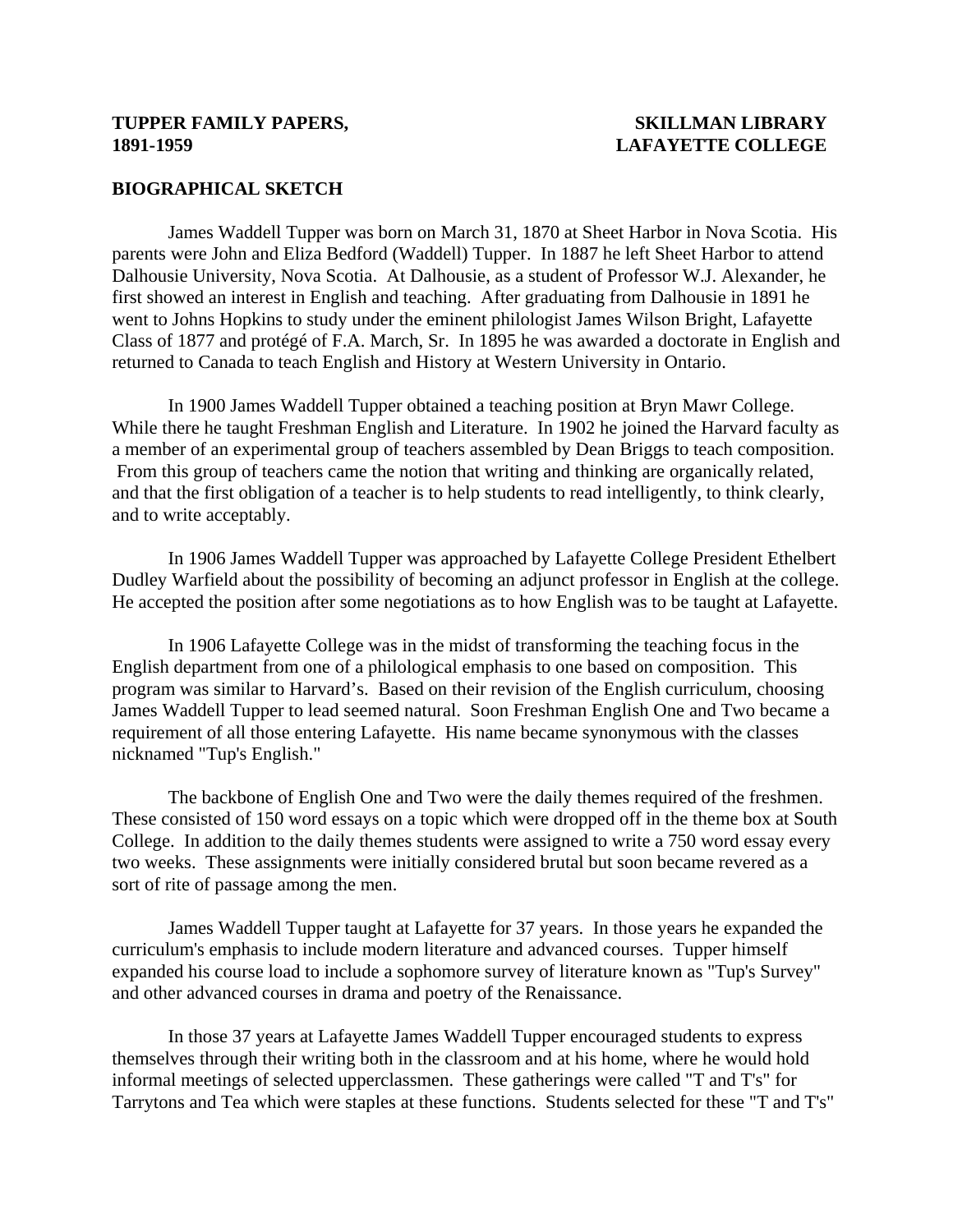**TUPPER FAMILY PAPERS, 1891-1959**

**SKILLMAN LIBRARY LAFAYETTE COLLEGE**

## BIOGRAPHICAL SKETCH

James Waddell Tupper was born on March 31, 1870 at Sheet Harbor in Nova Scotia. His parents were John and Eliza Bedford (Waddell) Tupper. In 1887 he left Sheet Harbor to attend Dalhousie University, Nova Scotia. At Dalhousie, as a student of Professor W.J. Alexander, he first showed an interest in English and teaching. After graduating from Dalhousie in 1891 he went to Johns Hopkins to study under the eminent philologist James Wilson Bright, Lafayette Class of 1877 and protégé of F.A. March, Sr. In 1895 he was awarded a doctorate in English and returned to Canada to teach English and History at Western University in Ontario.

In 1900 James Waddell Tupper obtained a teaching position at Bryn Mawr College. While there he taught Freshman English and Literature. In 1902 he joined the Harvard faculty as a member of an experimental group of teachers assembled by Dean Briggs to teach composition. From this group of teachers came the notion that writing and thinking are organically related, and that the first obligation of a teacher is to help students to read intelligently, to think clearly, and to write acceptably.

In 1906 James Waddell Tupper was approached by Lafayette College President Ethelbert Dudley Warfield about the possibility of becoming an adjunct professor in English at the college. He accepted the position after some negotiations as to how English was to be taught at Lafayette.

In 1906 Lafayette College was in the midst of transforming the teaching focus in the English department from one of a philological emphasis to one based on composition. This program was similar to Harvard's. Based on their revision of the English curriculum, choosing James Waddell Tupper to lead seemed natural. Soon Freshman English One and Two became a requirement of all those entering Lafayette. His name became synonymous with the classes nicknamed "Tup's English."

The backbone of English One and Two were the daily themes required of the freshmen. These consisted of 150 word essays on a topic which were dropped off in the theme box at South College. In addition to the daily themes students were assigned to write a 750 word essay every two weeks. These assignments were initially considered brutal but soon became revered as a sort of rite of passage among the men.

James Waddell Tupper taught at Lafayette for 37 years. In those years he expanded the curriculum's emphasis to include modern literature and advanced courses. Tupper himself expanded his course load to include a sophomore survey of literature known as "Tup's Survey" and other advanced courses in drama and poetry of the Renaissance.

In those 37 years at Lafayette James Waddell Tupper encouraged students to express themselves through their writing both in the classroom and at his home, where he would hold informal meetings of selected upperclassmen. These gatherings were called "T and T's" for Tarrytons and Tea which were staples at these functions. Students selected for these "T and T's"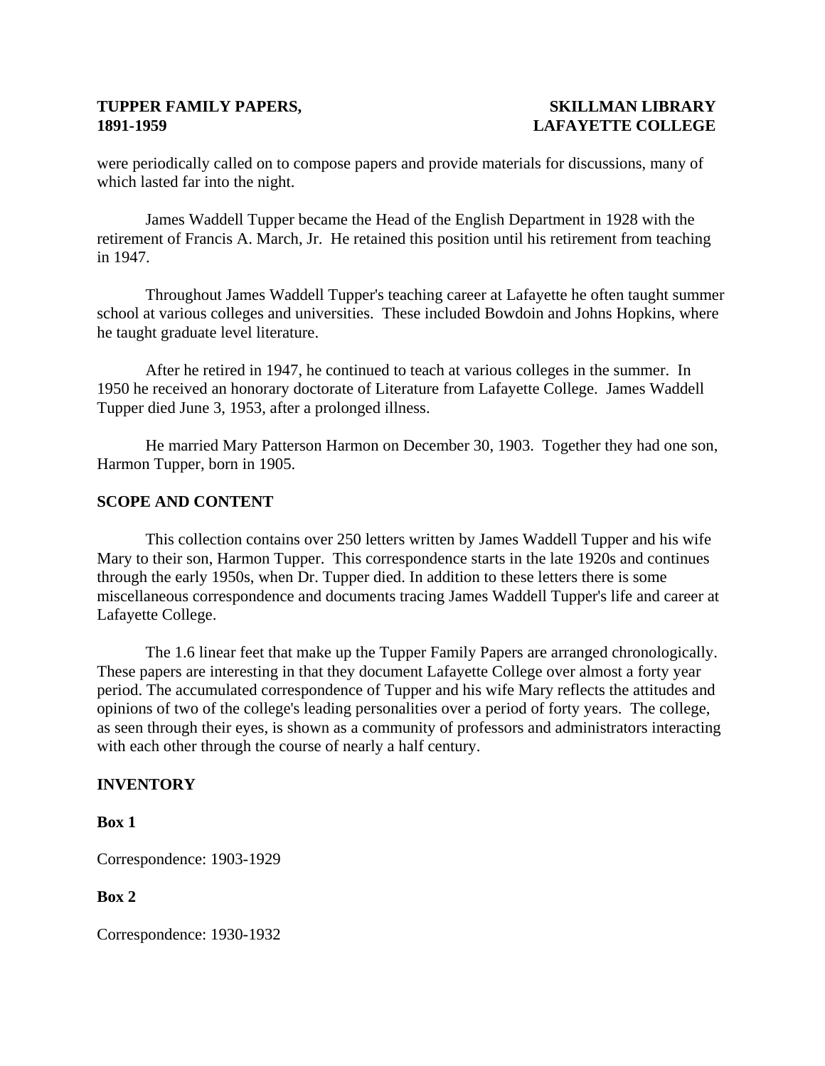were periodically called on to compose papers and provide materials for discussions, many of which lasted far into the night.

James Waddell Tupper became the Head of the English Department in 1928 with the retirement of Francis A. March, Jr. He retained this position until his retirement from teaching in 1947.

Throughout James Waddell Tupper's teaching career at Lafayette he often taught summer school at various colleges and universities. These included Bowdoin and Johns Hopkins, where he taught graduate level literature.

After he retired in 1947, he continued to teach at various colleges in the summer. In 1950 he received an honorary doctorate of Literature from Lafayette College. James Waddell Tupper died June 3, 1953, after a prolonged illness.

He married Mary Patterson Harmon on December 30, 1903. Together they had one son, Harmon Tupper, born in 1905.

## SCOPE AND CONTENT

This collection contains over 250 letters written by James Waddell Tupper and his wife Mary to their son, Harmon Tupper. This correspondence starts in the late 1920s and continues through the early 1950s, when Dr. Tupper died. In addition to these letters there is some miscellaneous correspondence and documents tracing James Waddell Tupper's life and career at Lafayette College.

The 1.6 linear feet that make up the Tupper Family Papers are arranged chronologically. These papers are interesting in that they document Lafayette College over almost a forty year period. The accumulated correspondence of Tupper and his wife Mary reflects the attitudes and opinions of two of the college's leading personalities over a period of forty years. The college, as seen through their eyes, is shown as a community of professors and administrators interacting with each other through the course of nearly a half century.

## INVENTORY

### Box 1

Correspondence: 1903-1929

### Box 2

Correspondence: 1930-1932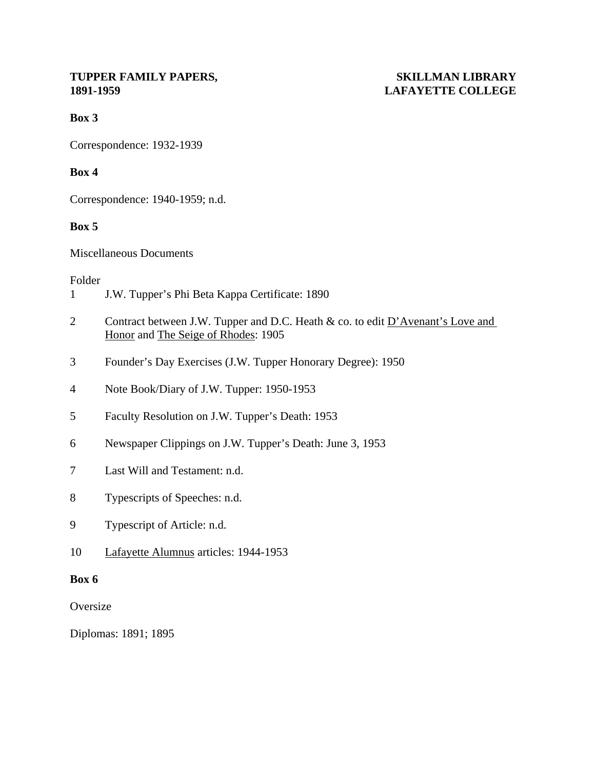**TUPPER FAMILY PAPERS, 1891-1959** | **SKILLMAN LIBRARY LAFAYETTE COLLEGE**

**Box 3**

Correspondence: 1932-1939

**Box 4**

Correspondence: 1940-1959; n.d.

**Box 5**

Miscellaneous Documents

| Folder | |
|---|---|
| 1 | J.W. Tupper's Phi Beta Kappa Certificate: 1890 |
| 2 | Contract between J.W. Tupper and D.C. Heath & co. to edit D'Avenant's Love and Honor and The Seige of Rhodes: 1905 |
| 3 | Founder's Day Exercises (J.W. Tupper Honorary Degree): 1950 |
| 4 | Note Book/Diary of J.W. Tupper: 1950-1953 |
| 5 | Faculty Resolution on J.W. Tupper's Death: 1953 |
| 6 | Newspaper Clippings on J.W. Tupper's Death: June 3, 1953 |
| 7 | Last Will and Testament: n.d. |
| 8 | Typescripts of Speeches: n.d. |
| 9 | Typescript of Article: n.d. |
| 10 | Lafayette Alumnus articles: 1944-1953 |

**Box 6**

Oversize

Diplomas: 1891; 1895